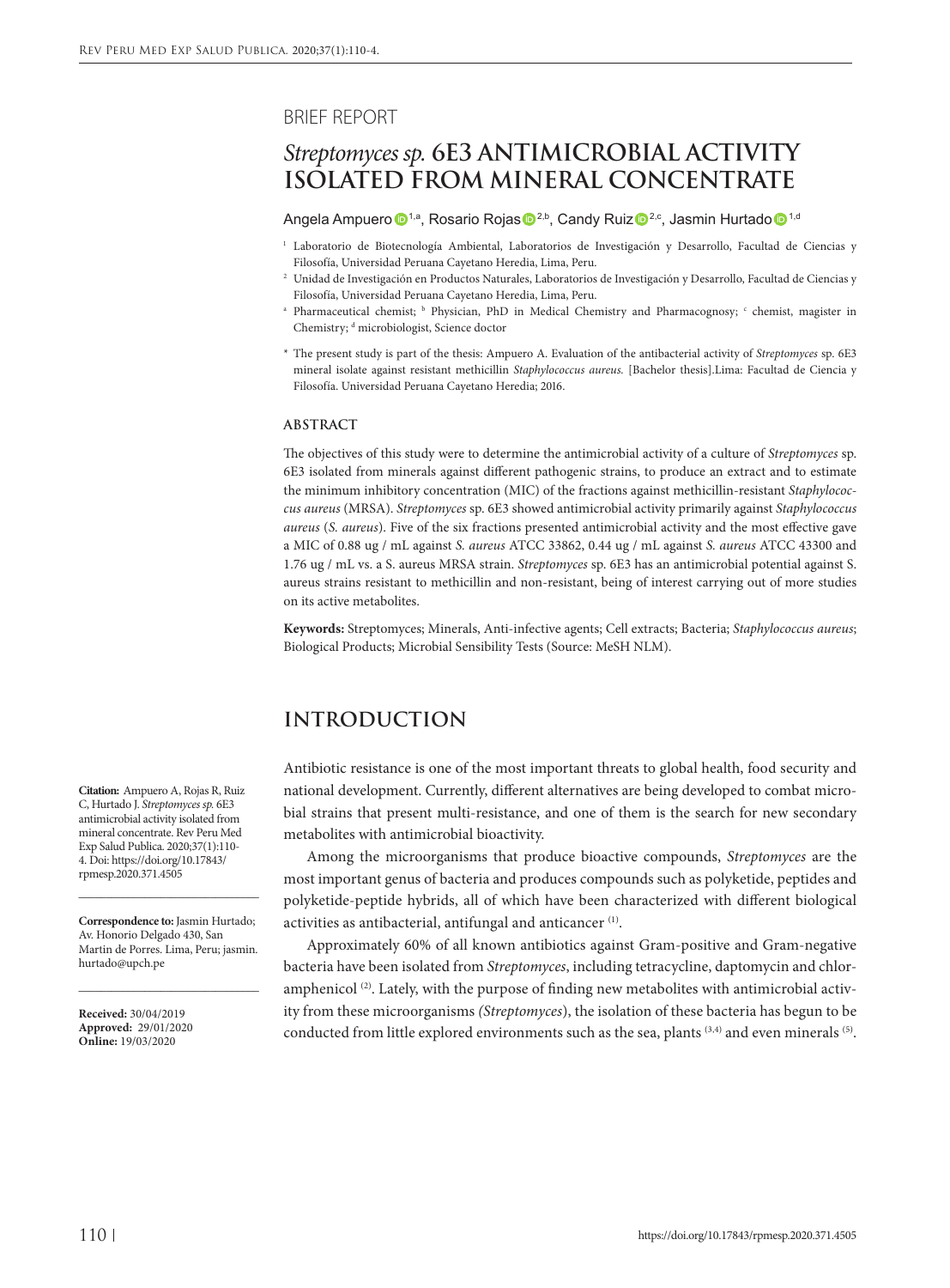BRIEF REPORT

# *Streptomyces sp.* 6E3 ANTIMICROBIAL ACTIVITY ISOLATED FROM MINERAL CONCENTRATE

Angela Ampuero [1,a], Rosario Rojas [2,b], Candy Ruiz [2,c], Jasmin Hurtado [1,d]

[1] Laboratorio de Biotecnología Ambiental, Laboratorios de Investigación y Desarrollo, Facultad de Ciencias y Filosofía, Universidad Peruana Cayetano Heredia, Lima, Peru.

[2] Unidad de Investigación en Productos Naturales, Laboratorios de Investigación y Desarrollo, Facultad de Ciencias y Filosofía, Universidad Peruana Cayetano Heredia, Lima, Peru.

[a] Pharmaceutical chemist; [b] Physician, PhD in Medical Chemistry and Pharmacognosy; [c] chemist, magister in Chemistry; [d] microbiologist, Science doctor

\* The present study is part of the thesis: Ampuero A. Evaluation of the antibacterial activity of *Streptomyces* sp. 6E3 mineral isolate against resistant methicillin *Staphylococcus aureus.* [Bachelor thesis].Lima: Facultad de Ciencia y Filosofía. Universidad Peruana Cayetano Heredia; 2016.

## ABSTRACT

The objectives of this study were to determine the antimicrobial activity of a culture of *Streptomyces* sp. 6E3 isolated from minerals against different pathogenic strains, to produce an extract and to estimate the minimum inhibitory concentration (MIC) of the fractions against methicillin-resistant *Staphylococcus aureus* (MRSA). *Streptomyces* sp. 6E3 showed antimicrobial activity primarily against *Staphylococcus aureus* (*S. aureus*). Five of the six fractions presented antimicrobial activity and the most effective gave a MIC of 0.88 ug / mL against *S. aureus* ATCC 33862, 0.44 ug / mL against *S. aureus* ATCC 43300 and 1.76 ug / mL vs. a S. aureus MRSA strain. *Streptomyces* sp. 6E3 has an antimicrobial potential against S. aureus strains resistant to methicillin and non-resistant, being of interest carrying out of more studies on its active metabolites.

**Keywords:** Streptomyces; Minerals, Anti-infective agents; Cell extracts; Bacteria; *Staphylococcus aureus*; Biological Products; Microbial Sensibility Tests (Source: MeSH NLM).

## INTRODUCTION

Antibiotic resistance is one of the most important threats to global health, food security and national development. Currently, different alternatives are being developed to combat microbial strains that present multi-resistance, and one of them is the search for new secondary metabolites with antimicrobial bioactivity.

Among the microorganisms that produce bioactive compounds, *Streptomyces* are the most important genus of bacteria and produces compounds such as polyketide, peptides and polyketide-peptide hybrids, all of which have been characterized with different biological activities as antibacterial, antifungal and anticancer [1].

Approximately 60% of all known antibiotics against Gram-positive and Gram-negative bacteria have been isolated from *Streptomyces*, including tetracycline, daptomycin and chloramphenicol [2]. Lately, with the purpose of finding new metabolites with antimicrobial activity from these microorganisms *(Streptomyces*), the isolation of these bacteria has begun to be conducted from little explored environments such as the sea, plants [3,4] and even minerals [5].

**Citation:** Ampuero A, Rojas R, Ruiz C, Hurtado J. *Streptomyces sp.* 6E3 antimicrobial activity isolated from mineral concentrate. Rev Peru Med Exp Salud Publica. 2020;37(1):110-4. Doi: https://doi.org/10.17843/rpmesp.2020.371.4505

**Correspondence to:** Jasmin Hurtado; Av. Honorio Delgado 430, San Martin de Porres. Lima, Peru; jasmin.hurtado@upch.pe

**Received:** 30/04/2019
**Approved:** 29/01/2020
**Online:** 19/03/2020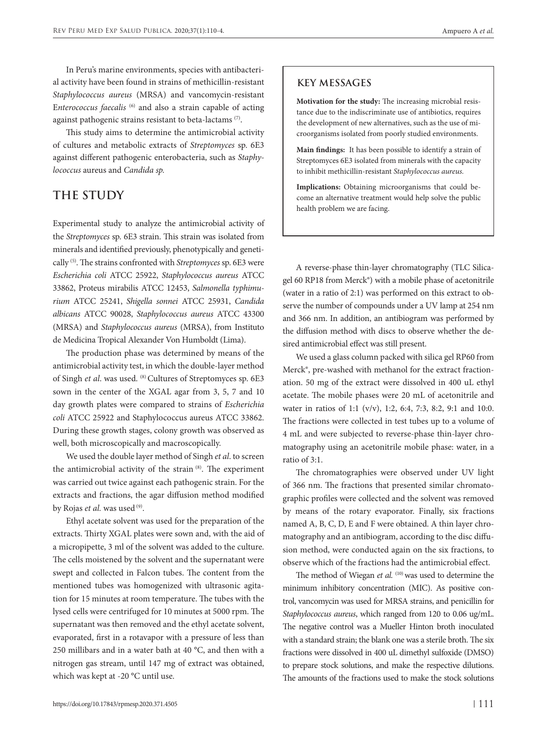In Peru's marine environments, species with antibacterial activity have been found in strains of methicillin-resistant *Staphylococcus aureus* (MRSA) and vancomycin-resistant E*nterococcus faecalis* [6] and also a strain capable of acting against pathogenic strains resistant to beta-lactams [7].

This study aims to determine the antimicrobial activity of cultures and metabolic extracts of *Streptomyces* sp. 6E3 against different pathogenic enterobacteria, such as *Staphylococcus* aureus and *Candida sp.*

> **KEY MESSAGES**
>
> **Motivation for the study:** The increasing microbial resistance due to the indiscriminate use of antibiotics, requires the development of new alternatives, such as the use of microorganisms isolated from poorly studied environments.
>
> **Main findings:** It has been possible to identify a strain of Streptomyces 6E3 isolated from minerals with the capacity to inhibit methicillin-resistant *Staphylococcus aureus.*
>
> **Implications:** Obtaining microorganisms that could become an alternative treatment would help solve the public health problem we are facing.

## THE STUDY

Experimental study to analyze the antimicrobial activity of the *Streptomyces* sp. 6E3 strain. This strain was isolated from minerals and identified previously, phenotypically and genetically [5]. The strains confronted with *Streptomyces* sp. 6E3 were *Escherichia coli* ATCC 25922, *Staphylococcus aureus* ATCC 33862, Proteus mirabilis ATCC 12453, *Salmonella typhimurium* ATCC 25241, *Shigella sonnei* ATCC 25931, *Candida albicans* ATCC 90028, *Staphylococcus aureus* ATCC 43300 (MRSA) and *Staphylococcus aureus* (MRSA), from Instituto de Medicina Tropical Alexander Von Humboldt (Lima).

The production phase was determined by means of the antimicrobial activity test, in which the double-layer method of Singh *et al*. was used. [8] Cultures of Streptomyces sp. 6E3 sown in the center of the XGAL agar from 3, 5, 7 and 10 day growth plates were compared to strains of *Escherichia coli* ATCC 25922 and Staphylococcus aureus ATCC 33862. During these growth stages, colony growth was observed as well, both microscopically and macroscopically.

We used the double layer method of Singh *et al*. to screen the antimicrobial activity of the strain [8]. The experiment was carried out twice against each pathogenic strain. For the extracts and fractions, the agar diffusion method modified by Rojas *et al.* was used [9].

Ethyl acetate solvent was used for the preparation of the extracts. Thirty XGAL plates were sown and, with the aid of a micropipette, 3 ml of the solvent was added to the culture. The cells moistened by the solvent and the supernatant were swept and collected in Falcon tubes. The content from the mentioned tubes was homogenized with ultrasonic agitation for 15 minutes at room temperature. The tubes with the lysed cells were centrifuged for 10 minutes at 5000 rpm. The supernatant was then removed and the ethyl acetate solvent, evaporated, first in a rotavapor with a pressure of less than 250 millibars and in a water bath at 40 °C, and then with a nitrogen gas stream, until 147 mg of extract was obtained, which was kept at -20 °C until use.

A reverse-phase thin-layer chromatography (TLC Silicagel 60 RP18 from Merck®) with a mobile phase of acetonitrile (water in a ratio of 2:1) was performed on this extract to observe the number of compounds under a UV lamp at 254 nm and 366 nm. In addition, an antibiogram was performed by the diffusion method with discs to observe whether the desired antimicrobial effect was still present.

We used a glass column packed with silica gel RP60 from Merck®, pre-washed with methanol for the extract fractionation. 50 mg of the extract were dissolved in 400 uL ethyl acetate. The mobile phases were 20 mL of acetonitrile and water in ratios of 1:1 (v/v), 1:2, 6:4, 7:3, 8:2, 9:1 and 10:0. The fractions were collected in test tubes up to a volume of 4 mL and were subjected to reverse-phase thin-layer chromatography using an acetonitrile mobile phase: water, in a ratio of 3:1.

The chromatographies were observed under UV light of 366 nm. The fractions that presented similar chromatographic profiles were collected and the solvent was removed by means of the rotary evaporator. Finally, six fractions named A, B, C, D, E and F were obtained. A thin layer chromatography and an antibiogram, according to the disc diffusion method, were conducted again on the six fractions, to observe which of the fractions had the antimicrobial effect.

The method of Wiegan *et al.* [10] was used to determine the minimum inhibitory concentration (MIC). As positive control, vancomycin was used for MRSA strains, and penicillin for *Staphylococcus aureus*, which ranged from 120 to 0.06 ug/mL. The negative control was a Mueller Hinton broth inoculated with a standard strain; the blank one was a sterile broth. The six fractions were dissolved in 400 uL dimethyl sulfoxide (DMSO) to prepare stock solutions, and make the respective dilutions. The amounts of the fractions used to make the stock solutions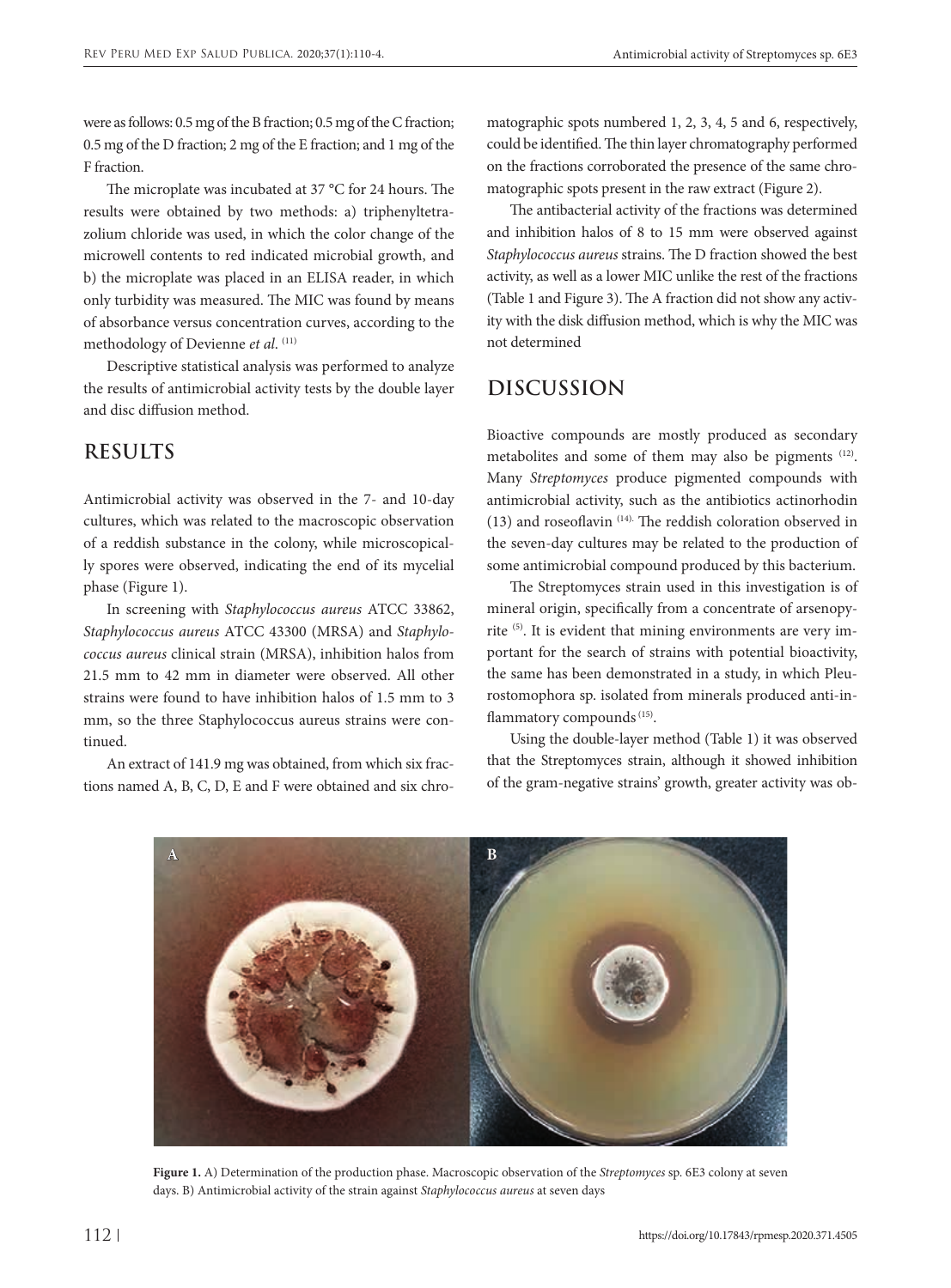were as follows: 0.5 mg of the B fraction; 0.5 mg of the C fraction; 0.5 mg of the D fraction; 2 mg of the E fraction; and 1 mg of the F fraction.

The microplate was incubated at 37 °C for 24 hours. The results were obtained by two methods: a) triphenyltetrazolium chloride was used, in which the color change of the microwell contents to red indicated microbial growth, and b) the microplate was placed in an ELISA reader, in which only turbidity was measured. The MIC was found by means of absorbance versus concentration curves, according to the methodology of Devienne *et al*. [11]

Descriptive statistical analysis was performed to analyze the results of antimicrobial activity tests by the double layer and disc diffusion method.

## RESULTS

Antimicrobial activity was observed in the 7- and 10-day cultures, which was related to the macroscopic observation of a reddish substance in the colony, while microscopically spores were observed, indicating the end of its mycelial phase (Figure 1).

In screening with *Staphylococcus aureus* ATCC 33862, *Staphylococcus aureus* ATCC 43300 (MRSA) and *Staphylococcus aureus* clinical strain (MRSA), inhibition halos from 21.5 mm to 42 mm in diameter were observed. All other strains were found to have inhibition halos of 1.5 mm to 3 mm, so the three Staphylococcus aureus strains were continued.

An extract of 141.9 mg was obtained, from which six fractions named A, B, C, D, E and F were obtained and six chromatographic spots numbered 1, 2, 3, 4, 5 and 6, respectively, could be identified. The thin layer chromatography performed on the fractions corroborated the presence of the same chromatographic spots present in the raw extract (Figure 2).

The antibacterial activity of the fractions was determined and inhibition halos of 8 to 15 mm were observed against *Staphylococcus aureus* strains. The D fraction showed the best activity, as well as a lower MIC unlike the rest of the fractions (Table 1 and Figure 3). The A fraction did not show any activity with the disk diffusion method, which is why the MIC was not determined

## DISCUSSION

Bioactive compounds are mostly produced as secondary metabolites and some of them may also be pigments [12]. Many *Streptomyces* produce pigmented compounds with antimicrobial activity, such as the antibiotics actinorhodin (13) and roseoflavin [14]. The reddish coloration observed in the seven-day cultures may be related to the production of some antimicrobial compound produced by this bacterium.

The Streptomyces strain used in this investigation is of mineral origin, specifically from a concentrate of arsenopyrite [5]. It is evident that mining environments are very important for the search of strains with potential bioactivity, the same has been demonstrated in a study, in which Pleurostomophora sp. isolated from minerals produced anti-inflammatory compounds [15].

Using the double-layer method (Table 1) it was observed that the Streptomyces strain, although it showed inhibition of the gram-negative strains' growth, greater activity was ob-

**Figure 1.** A) Determination of the production phase. Macroscopic observation of the *Streptomyces* sp. 6E3 colony at seven days. B) Antimicrobial activity of the strain against *Staphylococcus aureus* at seven days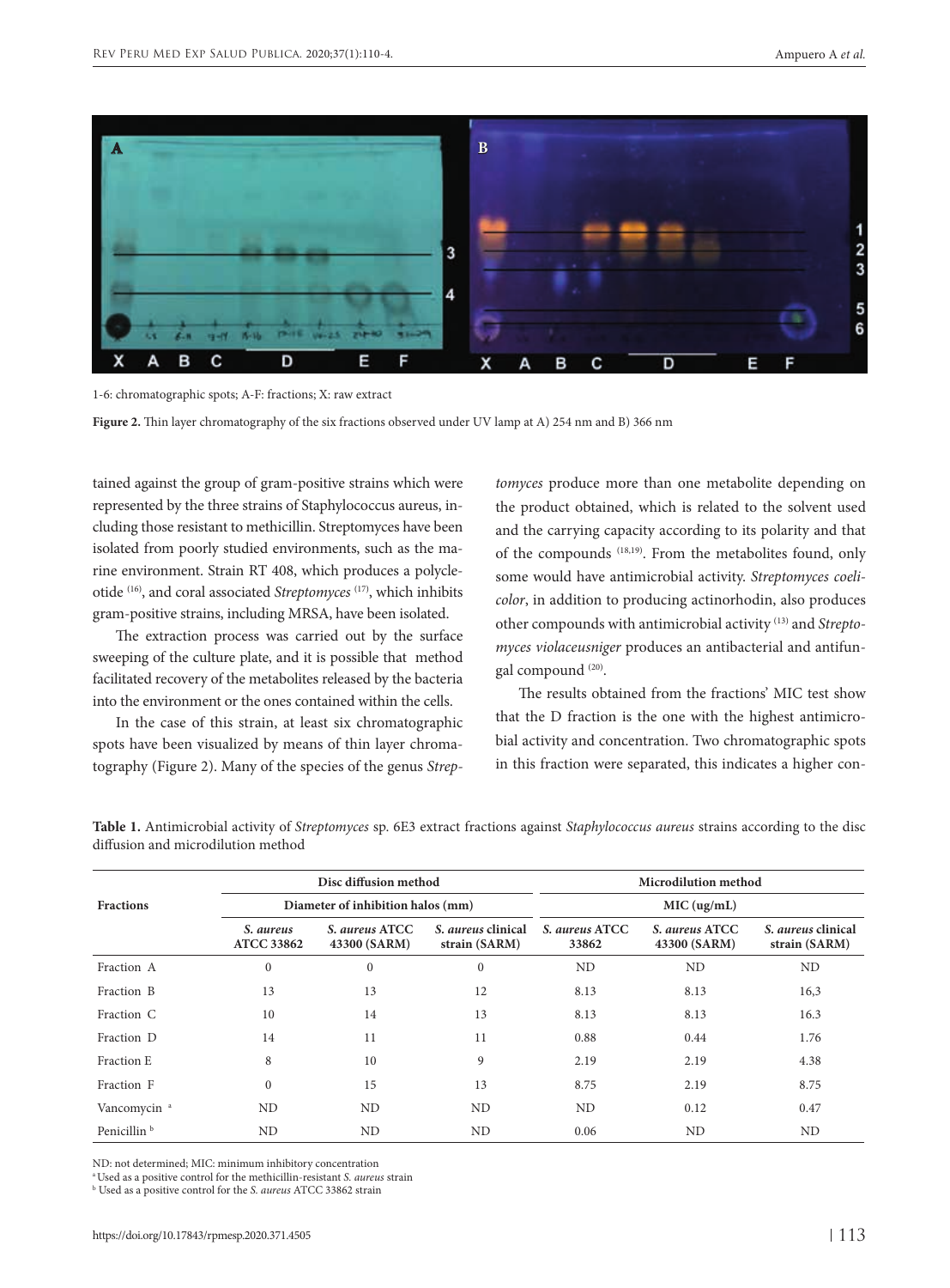1-6: chromatographic spots; A-F: fractions; X: raw extract

**Figure 2.** Thin layer chromatography of the six fractions observed under UV lamp at A) 254 nm and B) 366 nm

tained against the group of gram-positive strains which were represented by the three strains of Staphylococcus aureus, including those resistant to methicillin. Streptomyces have been isolated from poorly studied environments, such as the marine environment. Strain RT 408, which produces a polycleotide [16], and coral associated *Streptomyces* [17], which inhibits gram-positive strains, including MRSA, have been isolated.

The extraction process was carried out by the surface sweeping of the culture plate, and it is possible that method facilitated recovery of the metabolites released by the bacteria into the environment or the ones contained within the cells.

In the case of this strain, at least six chromatographic spots have been visualized by means of thin layer chromatography (Figure 2). Many of the species of the genus *Streptomyces* produce more than one metabolite depending on the product obtained, which is related to the solvent used and the carrying capacity according to its polarity and that of the compounds [18,19]. From the metabolites found, only some would have antimicrobial activity. *Streptomyces coelicolor*, in addition to producing actinorhodin, also produces other compounds with antimicrobial activity [13] and *Streptomyces violaceusniger* produces an antibacterial and antifungal compound [20].

The results obtained from the fractions' MIC test show that the D fraction is the one with the highest antimicrobial activity and concentration. Two chromatographic spots in this fraction were separated, this indicates a higher con-

**Table 1.** Antimicrobial activity of *Streptomyces* sp. 6E3 extract fractions against *Staphylococcus aureus* strains according to the disc diffusion and microdilution method

| Fractions | Disc diffusion method | | | Microdilution method | | |
|---|---|---|---|---|---|---|
| | Diameter of inhibition halos (mm) | | | MIC (ug/mL) | | |
| | *S. aureus* ATCC 33862 | *S. aureus* ATCC 43300 (SARM) | *S. aureus* clinical strain (SARM) | *S. aureus* ATCC 33862 | *S. aureus* ATCC 43300 (SARM) | *S. aureus* clinical strain (SARM) |
| Fraction A | 0 | 0 | 0 | ND | ND | ND |
| Fraction B | 13 | 13 | 12 | 8.13 | 8.13 | 16,3 |
| Fraction C | 10 | 14 | 13 | 8.13 | 8.13 | 16.3 |
| Fraction D | 14 | 11 | 11 | 0.88 | 0.44 | 1.76 |
| Fraction E | 8 | 10 | 9 | 2.19 | 2.19 | 4.38 |
| Fraction F | 0 | 15 | 13 | 8.75 | 2.19 | 8.75 |
| Vancomycin [a] | ND | ND | ND | ND | 0.12 | 0.47 |
| Penicillin [b] | ND | ND | ND | 0.06 | ND | ND |

ND: not determined; MIC: minimum inhibitory concentration

[a] Used as a positive control for the methicillin-resistant *S. aureus* strain

[b] Used as a positive control for the *S. aureus* ATCC 33862 strain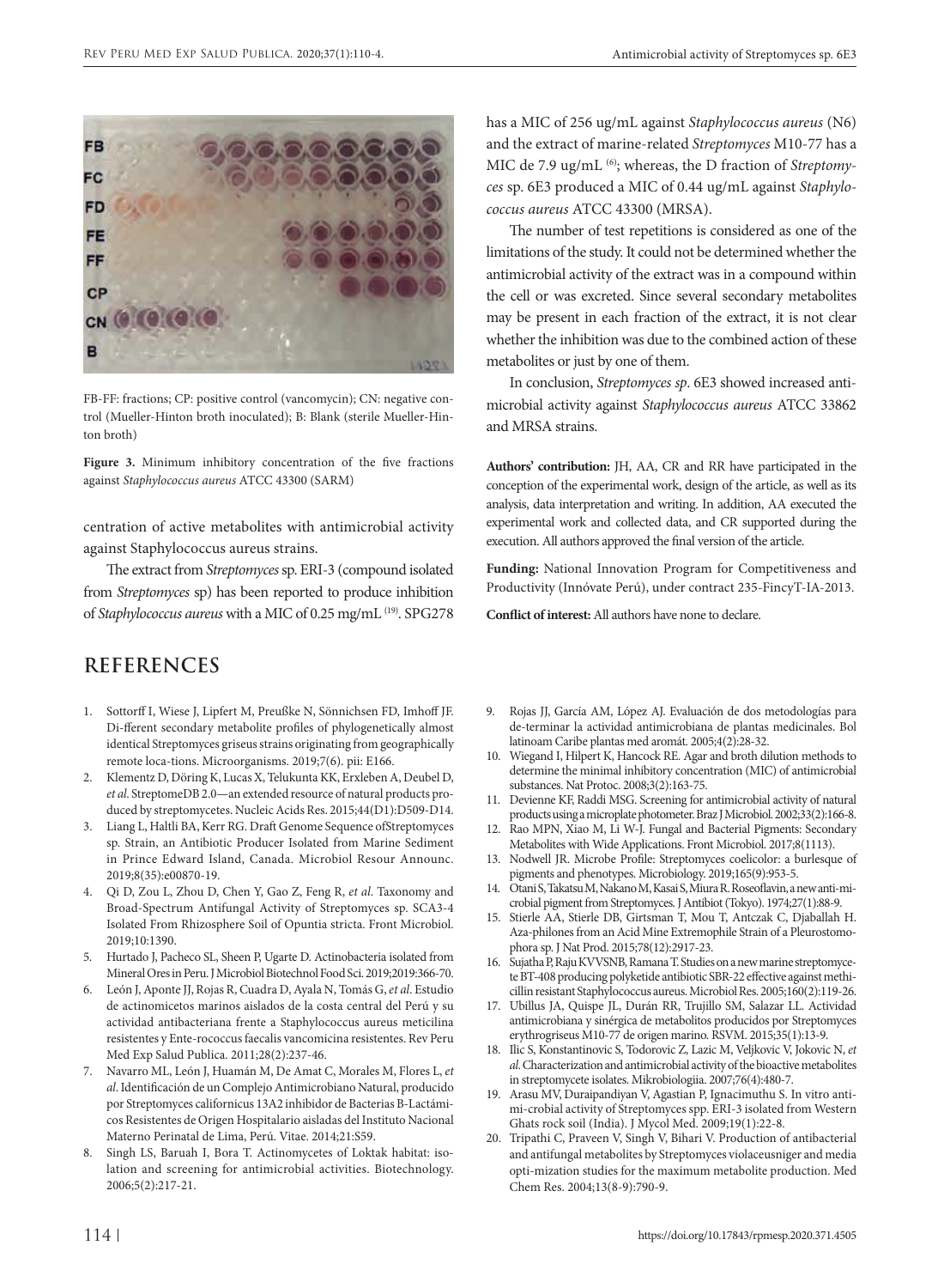FB-FF: fractions; CP: positive control (vancomycin); CN: negative control (Mueller-Hinton broth inoculated); B: Blank (sterile Mueller-Hinton broth)

**Figure 3.** Minimum inhibitory concentration of the five fractions against *Staphylococcus aureus* ATCC 43300 (SARM)

centration of active metabolites with antimicrobial activity against Staphylococcus aureus strains.

The extract from *Streptomyces* sp. ERI-3 (compound isolated from *Streptomyces* sp) has been reported to produce inhibition of *Staphylococcus aureus* with a MIC of 0.25 mg/mL [19]. SPG278 has a MIC of 256 ug/mL against *Staphylococcus aureus* (N6) and the extract of marine-related *Streptomyces* M10-77 has a MIC de 7.9 ug/mL [6]; whereas, the D fraction of *Streptomyces* sp. 6E3 produced a MIC of 0.44 ug/mL against *Staphylococcus aureus* ATCC 43300 (MRSA).

The number of test repetitions is considered as one of the limitations of the study. It could not be determined whether the antimicrobial activity of the extract was in a compound within the cell or was excreted. Since several secondary metabolites may be present in each fraction of the extract, it is not clear whether the inhibition was due to the combined action of these metabolites or just by one of them.

In conclusion, *Streptomyces sp*. 6E3 showed increased antimicrobial activity against *Staphylococcus aureus* ATCC 33862 and MRSA strains.

**Authors' contribution:** JH, AA, CR and RR have participated in the conception of the experimental work, design of the article, as well as its analysis, data interpretation and writing. In addition, AA executed the experimental work and collected data, and CR supported during the execution. All authors approved the final version of the article.

**Funding:** National Innovation Program for Competitiveness and Productivity (Innóvate Perú), under contract 235-FincyT-IA-2013.

**Conflict of interest:** All authors have none to declare.

## REFERENCES

1. Sottorff I, Wiese J, Lipfert M, Preußke N, Sönnichsen FD, Imhoff JF. Di-fferent secondary metabolite profiles of phylogenetically almost identical Streptomyces griseus strains originating from geographically remote loca-tions. Microorganisms. 2019;7(6). pii: E166.
2. Klementz D, Döring K, Lucas X, Telukunta KK, Erxleben A, Deubel D, *et al*. StreptomeDB 2.0—an extended resource of natural products produced by streptomycetes. Nucleic Acids Res. 2015;44(D1):D509-D14.
3. Liang L, Haltli BA, Kerr RG. Draft Genome Sequence ofStreptomyces sp. Strain, an Antibiotic Producer Isolated from Marine Sediment in Prince Edward Island, Canada. Microbiol Resour Announc. 2019;8(35):e00870-19.
4. Qi D, Zou L, Zhou D, Chen Y, Gao Z, Feng R, *et al*. Taxonomy and Broad-Spectrum Antifungal Activity of Streptomyces sp. SCA3-4 Isolated From Rhizosphere Soil of Opuntia stricta. Front Microbiol. 2019;10:1390.
5. Hurtado J, Pacheco SL, Sheen P, Ugarte D. Actinobacteria isolated from Mineral Ores in Peru. J Microbiol Biotechnol Food Sci. 2019;2019:366-70.
6. León J, Aponte JJ, Rojas R, Cuadra D, Ayala N, Tomás G, *et al*. Estudio de actinomicetos marinos aislados de la costa central del Perú y su actividad antibacteriana frente a Staphylococcus aureus meticilina resistentes y Ente-rococcus faecalis vancomicina resistentes. Rev Peru Med Exp Salud Publica. 2011;28(2):237-46.
7. Navarro ML, León J, Huamán M, De Amat C, Morales M, Flores L, *et al*. Identificación de un Complejo Antimicrobiano Natural, producido por Streptomyces californicus 13A2 inhibidor de Bacterias B-Lactámicos Resistentes de Origen Hospitalario aisladas del Instituto Nacional Materno Perinatal de Lima, Perú. Vitae. 2014;21:S59.
8. Singh LS, Baruah I, Bora T. Actinomycetes of Loktak habitat: isolation and screening for antimicrobial activities. Biotechnology. 2006;5(2):217-21.
9. Rojas JJ, García AM, López AJ. Evaluación de dos metodologías para de-terminar la actividad antimicrobiana de plantas medicinales. Bol latinoam Caribe plantas med aromát. 2005;4(2):28-32.
10. Wiegand I, Hilpert K, Hancock RE. Agar and broth dilution methods to determine the minimal inhibitory concentration (MIC) of antimicrobial substances. Nat Protoc. 2008;3(2):163-75.
11. Devienne KF, Raddi MSG. Screening for antimicrobial activity of natural products using a microplate photometer. Braz J Microbiol. 2002;33(2):166-8.
12. Rao MPN, Xiao M, Li W-J. Fungal and Bacterial Pigments: Secondary Metabolites with Wide Applications. Front Microbiol. 2017;8(1113).
13. Nodwell JR. Microbe Profile: Streptomyces coelicolor: a burlesque of pigments and phenotypes. Microbiology. 2019;165(9):953-5.
14. Otani S, Takatsu M, Nakano M, Kasai S, Miura R. Roseoflavin, a new anti-microbial pigment from Streptomyces. J Antibiot (Tokyo). 1974;27(1):88-9.
15. Stierle AA, Stierle DB, Girtsman T, Mou T, Antczak C, Djaballah H. Aza-philones from an Acid Mine Extremophile Strain of a Pleurostomophora sp. J Nat Prod. 2015;78(12):2917-23.
16. Sujatha P, Raju KVVSNB, Ramana T. Studies on a new marine streptomycete BT-408 producing polyketide antibiotic SBR-22 effective against methicillin resistant Staphylococcus aureus. Microbiol Res. 2005;160(2):119-26.
17. Ubillus JA, Quispe JL, Durán RR, Trujillo SM, Salazar LL. Actividad antimicrobiana y sinérgica de metabolitos producidos por Streptomyces erythrogriseus M10-77 de origen marino. RSVM. 2015;35(1):13-9.
18. Ilic S, Konstantinovic S, Todorovic Z, Lazic M, Veljkovic V, Jokovic N, *et al*. Characterization and antimicrobial activity of the bioactive metabolites in streptomycete isolates. Mikrobiologiia. 2007;76(4):480-7.
19. Arasu MV, Duraipandiyan V, Agastian P, Ignacimuthu S. In vitro antimi-crobial activity of Streptomyces spp. ERI-3 isolated from Western Ghats rock soil (India). J Mycol Med. 2009;19(1):22-8.
20. Tripathi C, Praveen V, Singh V, Bihari V. Production of antibacterial and antifungal metabolites by Streptomyces violaceusniger and media opti-mization studies for the maximum metabolite production. Med Chem Res. 2004;13(8-9):790-9.